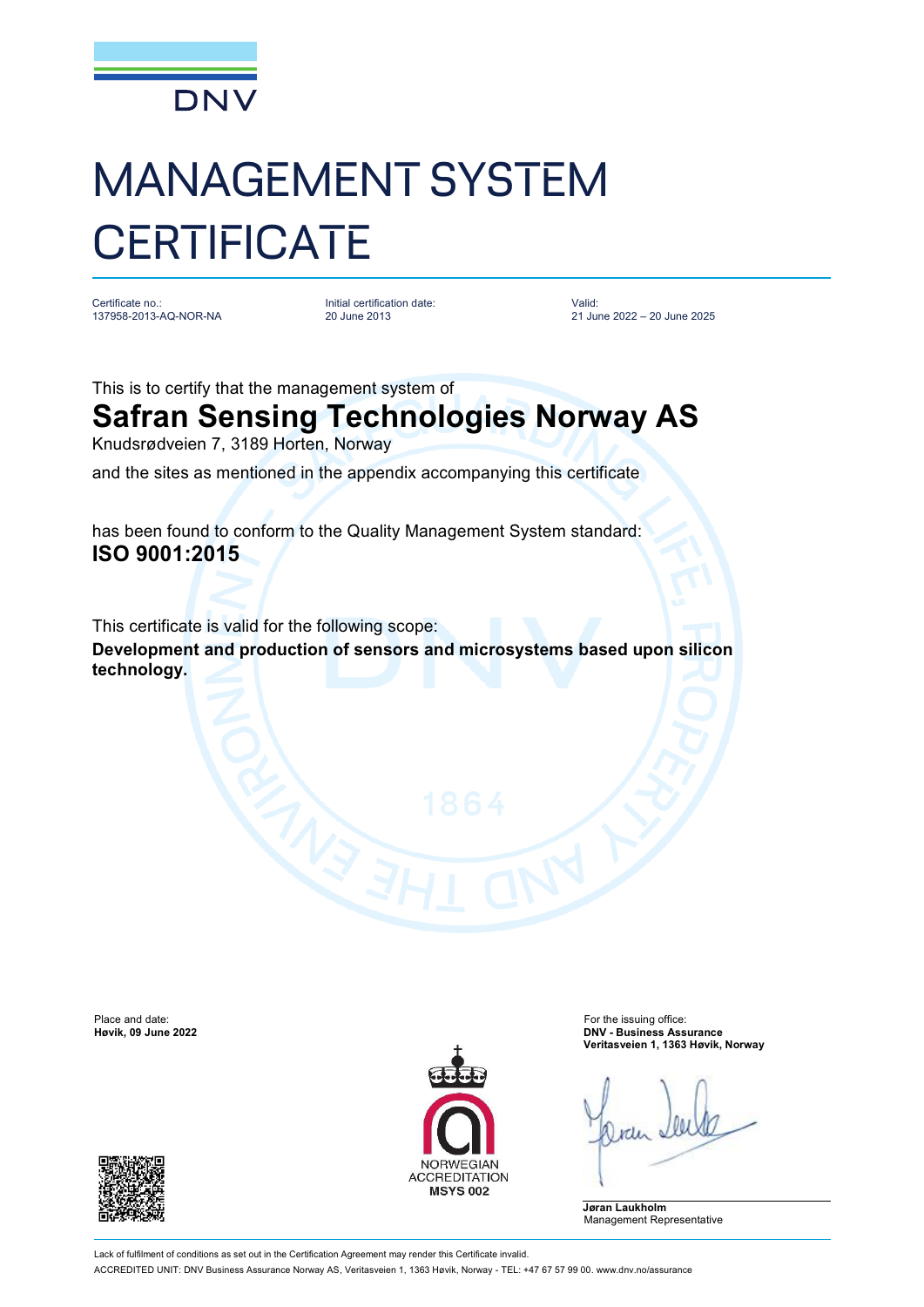DNV

# MANAGEMENT SYSTEM CERTIFICATE

Certificate no.:
137958-2013-AQ-NOR-NA

Initial certification date:
20 June 2013

Valid:
21 June 2022 – 20 June 2025

This is to certify that the management system of

## Safran Sensing Technologies Norway AS

Knudsrødveien 7, 3189 Horten, Norway

and the sites as mentioned in the appendix accompanying this certificate

has found to conform to the Quality Management System standard:

**ISO 9001:2015**

This certificate is valid for the following scope:

**Development and production of sensors and microsystems based upon silicon technology.**

Place and date:
**Høvik, 09 June 2022**

NORWEGIAN ACCREDITATION
**MSYS 002**

For the issuing office:
**DNV - Business Assurance**
**Veritasveien 1, 1363 Høvik, Norway**

**Jøran Laukholm**
Management Representative

Lack of fulfilment of conditions as set out in the Certification Agreement may render this Certificate invalid.

ACCREDITED UNIT: DNV Business Assurance Norway AS, Veritasveien 1, 1363 Høvik, Norway - TEL: +47 67 57 99 00. www.dnv.no/assurance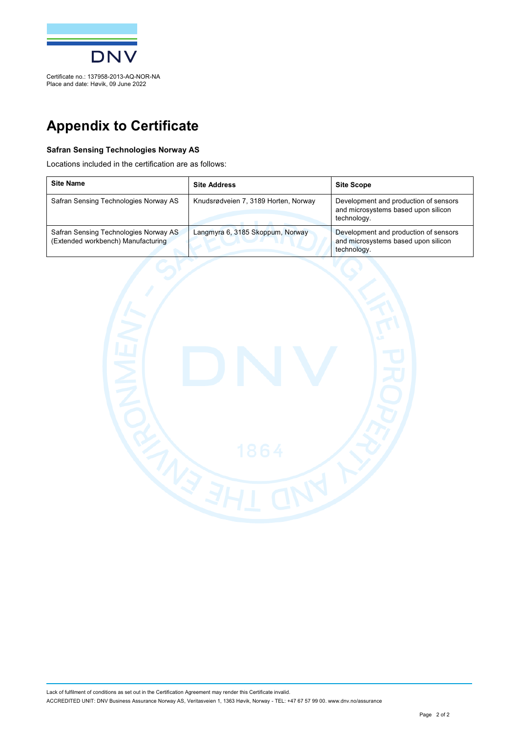Certificate no.: 137958-2013-AQ-NOR-NA
Place and date: Høvik, 09 June 2022

# Appendix to Certificate

### Safran Sensing Technologies Norway AS

Locations included in the certification are as follows:

| Site Name | Site Address | Site Scope |
|---|---|---|
| Safran Sensing Technologies Norway AS | Knudsrødveien 7, 3189 Horten, Norway | Development and production of sensors and microsystems based upon silicon technology. |
| Safran Sensing Technologies Norway AS (Extended workbench) Manufacturing | Langmyra 6, 3185 Skoppum, Norway | Development and production of sensors and microsystems based upon silicon technology. |

Lack of fulfilment of conditions as set out in the Certification Agreement may render this Certificate invalid.

ACCREDITED UNIT: DNV Business Assurance Norway AS, Veritasveien 1, 1363 Høvik, Norway - TEL: +47 67 57 99 00. www.dnv.no/assurance